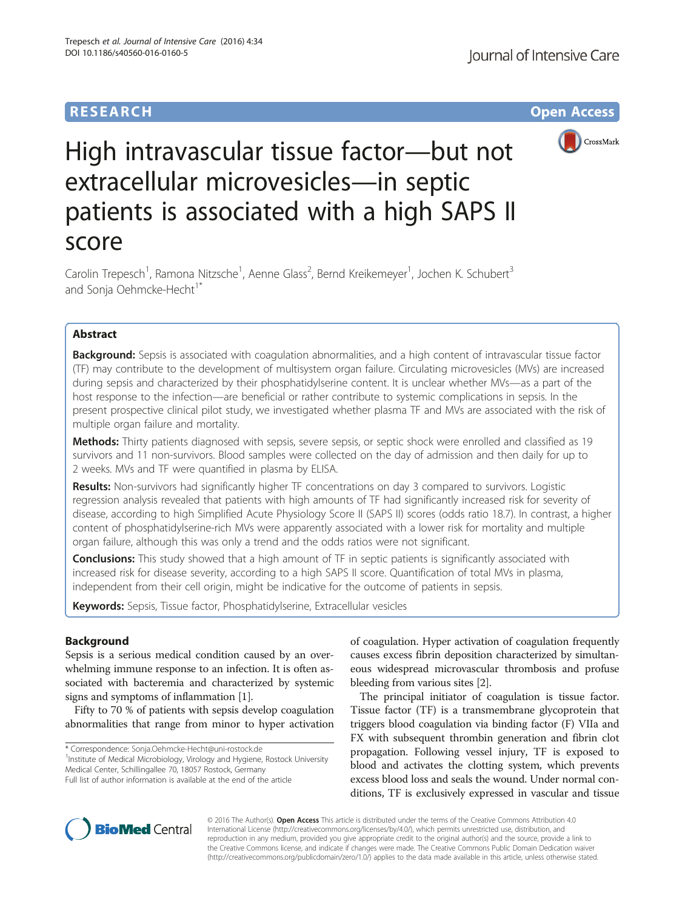**RESEARCH** **Open Access**

# High intravascular tissue factor—but not extracellular microvesicles—in septic patients is associated with a high SAPS II score

Carolin Trepesch[1], Ramona Nitzsche[1], Aenne Glass[2], Bernd Kreikemeyer[1], Jochen K. Schubert[3] and Sonja Oehmcke-Hecht[1*]

## Abstract

**Background:** Sepsis is associated with coagulation abnormalities, and a high content of intravascular tissue factor (TF) may contribute to the development of multisystem organ failure. Circulating microvesicles (MVs) are increased during sepsis and characterized by their phosphatidylserine content. It is unclear whether MVs—as a part of the host response to the infection—are beneficial or rather contribute to systemic complications in sepsis. In the present prospective clinical pilot study, we investigated whether plasma TF and MVs are associated with the risk of multiple organ failure and mortality.

**Methods:** Thirty patients diagnosed with sepsis, severe sepsis, or septic shock were enrolled and classified as 19 survivors and 11 non-survivors. Blood samples were collected on the day of admission and then daily for up to 2 weeks. MVs and TF were quantified in plasma by ELISA.

**Results:** Non-survivors had significantly higher TF concentrations on day 3 compared to survivors. Logistic regression analysis revealed that patients with high amounts of TF had significantly increased risk for severity of disease, according to high Simplified Acute Physiology Score II (SAPS II) scores (odds ratio 18.7). In contrast, a higher content of phosphatidylserine-rich MVs were apparently associated with a lower risk for mortality and multiple organ failure, although this was only a trend and the odds ratios were not significant.

**Conclusions:** This study showed that a high amount of TF in septic patients is significantly associated with increased risk for disease severity, according to a high SAPS II score. Quantification of total MVs in plasma, independent from their cell origin, might be indicative for the outcome of patients in sepsis.

**Keywords:** Sepsis, Tissue factor, Phosphatidylserine, Extracellular vesicles

## Background

Sepsis is a serious medical condition caused by an overwhelming immune response to an infection. It is often associated with bacteremia and characterized by systemic signs and symptoms of inflammation [1].

Fifty to 70 % of patients with sepsis develop coagulation abnormalities that range from minor to hyper activation of coagulation. Hyper activation of coagulation frequently causes excess fibrin deposition characterized by simultaneous widespread microvascular thrombosis and profuse bleeding from various sites [2].

The principal initiator of coagulation is tissue factor. Tissue factor (TF) is a transmembrane glycoprotein that triggers blood coagulation via binding factor (F) VIIa and FX with subsequent thrombin generation and fibrin clot propagation. Following vessel injury, TF is exposed to blood and activates the clotting system, which prevents excess blood loss and seals the wound. Under normal conditions, TF is exclusively expressed in vascular and tissue

\* Correspondence: Sonja.Oehmcke-Hecht@uni-rostock.de
[1]Institute of Medical Microbiology, Virology and Hygiene, Rostock University Medical Center, Schillingallee 70, 18057 Rostock, Germany
Full list of author information is available at the end of the article

© 2016 The Author(s). **Open Access** This article is distributed under the terms of the Creative Commons Attribution 4.0 International License (http://creativecommons.org/licenses/by/4.0/), which permits unrestricted use, distribution, and reproduction in any medium, provided you give appropriate credit to the original author(s) and the source, provide a link to the Creative Commons license, and indicate if changes were made. The Creative Commons Public Domain Dedication waiver (http://creativecommons.org/publicdomain/zero/1.0/) applies to the data made available in this article, unless otherwise stated.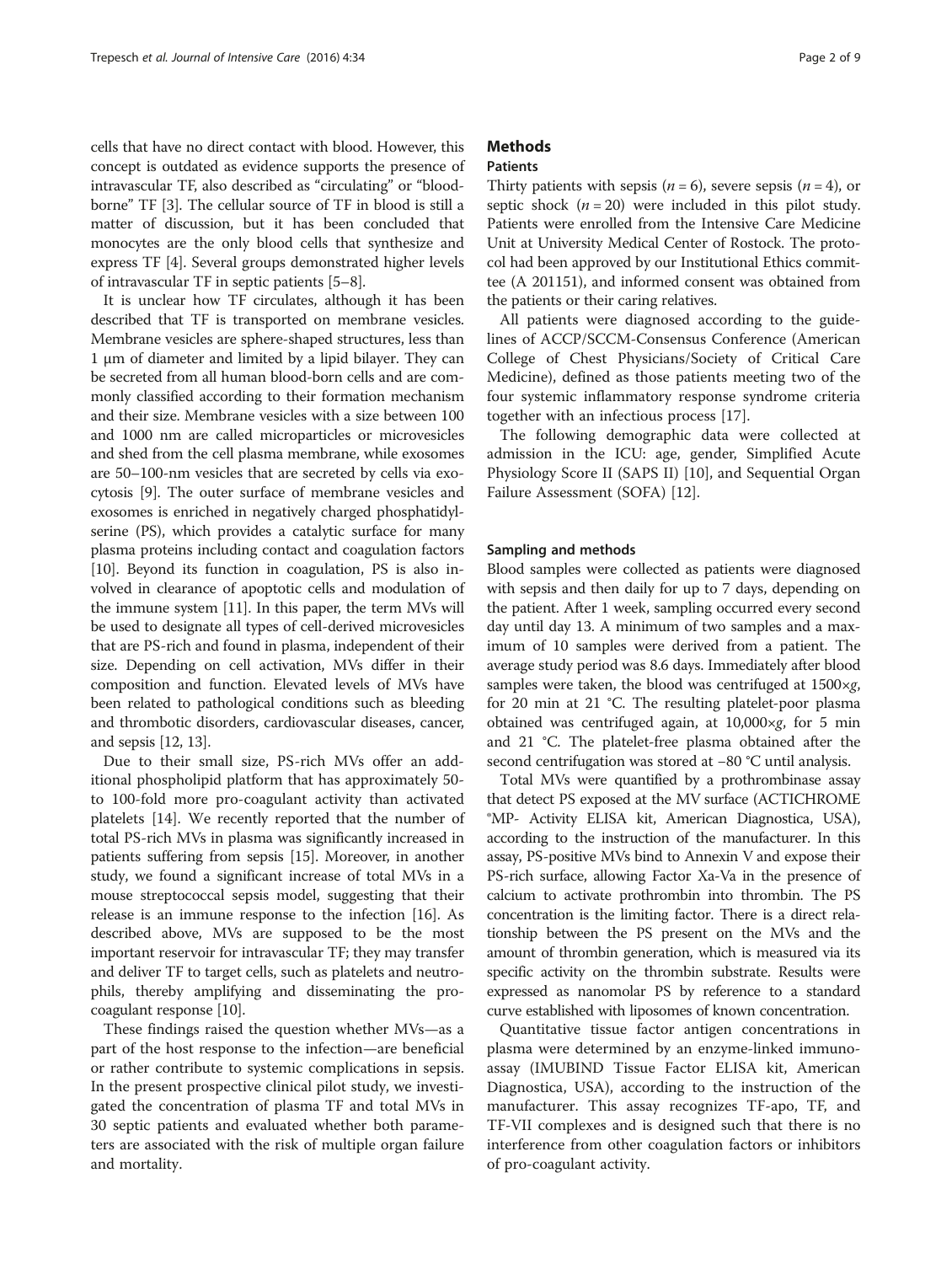cells that have no direct contact with blood. However, this concept is outdated as evidence supports the presence of intravascular TF, also described as "circulating" or "blood-borne" TF [3]. The cellular source of TF in blood is still a matter of discussion, but it has been concluded that monocytes are the only blood cells that synthesize and express TF [4]. Several groups demonstrated higher levels of intravascular TF in septic patients [5–8].

It is unclear how TF circulates, although it has been described that TF is transported on membrane vesicles. Membrane vesicles are sphere-shaped structures, less than 1 μm of diameter and limited by a lipid bilayer. They can be secreted from all human blood-born cells and are commonly classified according to their formation mechanism and their size. Membrane vesicles with a size between 100 and 1000 nm are called microparticles or microvesicles and shed from the cell plasma membrane, while exosomes are 50–100-nm vesicles that are secreted by cells via exocytosis [9]. The outer surface of membrane vesicles and exosomes is enriched in negatively charged phosphatidylserine (PS), which provides a catalytic surface for many plasma proteins including contact and coagulation factors [10]. Beyond its function in coagulation, PS is also involved in clearance of apoptotic cells and modulation of the immune system [11]. In this paper, the term MVs will be used to designate all types of cell-derived microvesicles that are PS-rich and found in plasma, independent of their size. Depending on cell activation, MVs differ in their composition and function. Elevated levels of MVs have been related to pathological conditions such as bleeding and thrombotic disorders, cardiovascular diseases, cancer, and sepsis [12, 13].

Due to their small size, PS-rich MVs offer an additional phospholipid platform that has approximately 50- to 100-fold more pro-coagulant activity than activated platelets [14]. We recently reported that the number of total PS-rich MVs in plasma was significantly increased in patients suffering from sepsis [15]. Moreover, in another study, we found a significant increase of total MVs in a mouse streptococcal sepsis model, suggesting that their release is an immune response to the infection [16]. As described above, MVs are supposed to be the most important reservoir for intravascular TF; they may transfer and deliver TF to target cells, such as platelets and neutrophils, thereby amplifying and disseminating the pro-coagulant response [10].

These findings raised the question whether MVs—as a part of the host response to the infection—are beneficial or rather contribute to systemic complications in sepsis. In the present prospective clinical pilot study, we investigated the concentration of plasma TF and total MVs in 30 septic patients and evaluated whether both parameters are associated with the risk of multiple organ failure and mortality.

## Methods

### Patients

Thirty patients with sepsis ($n = 6$), severe sepsis ($n = 4$), or septic shock ($n = 20$) were included in this pilot study. Patients were enrolled from the Intensive Care Medicine Unit at University Medical Center of Rostock. The protocol had been approved by our Institutional Ethics committee (A 201151), and informed consent was obtained from the patients or their caring relatives.

All patients were diagnosed according to the guidelines of ACCP/SCCM-Consensus Conference (American College of Chest Physicians/Society of Critical Care Medicine), defined as those patients meeting two of the four systemic inflammatory response syndrome criteria together with an infectious process [17].

The following demographic data were collected at admission in the ICU: age, gender, Simplified Acute Physiology Score II (SAPS II) [10], and Sequential Organ Failure Assessment (SOFA) [12].

### Sampling and methods

Blood samples were collected as patients were diagnosed with sepsis and then daily for up to 7 days, depending on the patient. After 1 week, sampling occurred every second day until day 13. A minimum of two samples and a maximum of 10 samples were derived from a patient. The average study period was 8.6 days. Immediately after blood samples were taken, the blood was centrifuged at 1500×*g*, for 20 min at 21 °C. The resulting platelet-poor plasma obtained was centrifuged again, at 10,000×*g*, for 5 min and 21 °C. The platelet-free plasma obtained after the second centrifugation was stored at −80 °C until analysis.

Total MVs were quantified by a prothrombinase assay that detect PS exposed at the MV surface (ACTICHROME ®MP- Activity ELISA kit, American Diagnostica, USA), according to the instruction of the manufacturer. In this assay, PS-positive MVs bind to Annexin V and expose their PS-rich surface, allowing Factor Xa-Va in the presence of calcium to activate prothrombin into thrombin. The PS concentration is the limiting factor. There is a direct relationship between the PS present on the MVs and the amount of thrombin generation, which is measured via its specific activity on the thrombin substrate. Results were expressed as nanomolar PS by reference to a standard curve established with liposomes of known concentration.

Quantitative tissue factor antigen concentrations in plasma were determined by an enzyme-linked immunoassay (IMUBIND Tissue Factor ELISA kit, American Diagnostica, USA), according to the instruction of the manufacturer. This assay recognizes TF-apo, TF, and TF-VII complexes and is designed such that there is no interference from other coagulation factors or inhibitors of pro-coagulant activity.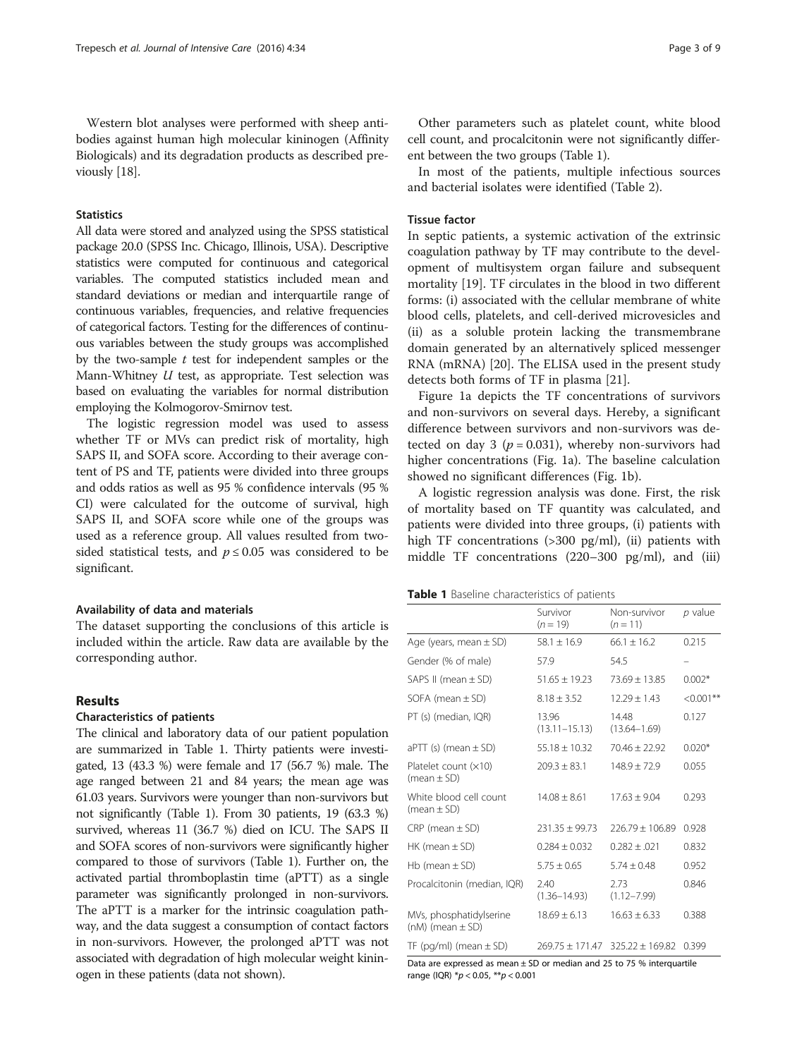Western blot analyses were performed with sheep antibodies against human high molecular kininogen (Affinity Biologicals) and its degradation products as described previously [18].

### Statistics

All data were stored and analyzed using the SPSS statistical package 20.0 (SPSS Inc. Chicago, Illinois, USA). Descriptive statistics were computed for continuous and categorical variables. The computed statistics included mean and standard deviations or median and interquartile range of continuous variables, frequencies, and relative frequencies of categorical factors. Testing for the differences of continuous variables between the study groups was accomplished by the two-sample $t$ test for independent samples or the Mann-Whitney $U$ test, as appropriate. Test selection was based on evaluating the variables for normal distribution employing the Kolmogorov-Smirnov test.

The logistic regression model was used to assess whether TF or MVs can predict risk of mortality, high SAPS II, and SOFA score. According to their average content of PS and TF, patients were divided into three groups and odds ratios as well as 95 % confidence intervals (95 % CI) were calculated for the outcome of survival, high SAPS II, and SOFA score while one of the groups was used as a reference group. All values resulted from two-sided statistical tests, and $p \leq 0.05$ was considered to be significant.

### Availability of data and materials

The dataset supporting the conclusions of this article is included within the article. Raw data are available by the corresponding author.

## Results

### Characteristics of patients

The clinical and laboratory data of our patient population are summarized in Table 1. Thirty patients were investigated, 13 (43.3 %) were female and 17 (56.7 %) male. The age ranged between 21 and 84 years; the mean age was 61.03 years. Survivors were younger than non-survivors but not significantly (Table 1). From 30 patients, 19 (63.3 %) survived, whereas 11 (36.7 %) died on ICU. The SAPS II and SOFA scores of non-survivors were significantly higher compared to those of survivors (Table 1). Further on, the activated partial thromboplastin time (aPTT) as a single parameter was significantly prolonged in non-survivors. The aPTT is a marker for the intrinsic coagulation pathway, and the data suggest a consumption of contact factors in non-survivors. However, the prolonged aPTT was not associated with degradation of high molecular weight kininogen in these patients (data not shown).

Other parameters such as platelet count, white blood cell count, and procalcitonin were not significantly different between the two groups (Table 1).

In most of the patients, multiple infectious sources and bacterial isolates were identified (Table 2).

### Tissue factor

In septic patients, a systemic activation of the extrinsic coagulation pathway by TF may contribute to the development of multisystem organ failure and subsequent mortality [19]. TF circulates in the blood in two different forms: (i) associated with the cellular membrane of white blood cells, platelets, and cell-derived microvesicles and (ii) as a soluble protein lacking the transmembrane domain generated by an alternatively spliced messenger RNA (mRNA) [20]. The ELISA used in the present study detects both forms of TF in plasma [21].

Figure 1a depicts the TF concentrations of survivors and non-survivors on several days. Hereby, a significant difference between survivors and non-survivors was detected on day 3 ($p = 0.031$), whereby non-survivors had higher concentrations (Fig. 1a). The baseline calculation showed no significant differences (Fig. 1b).

A logistic regression analysis was done. First, the risk of mortality based on TF quantity was calculated, and patients were divided into three groups, (i) patients with high TF concentrations (>300 pg/ml), (ii) patients with middle TF concentrations (220–300 pg/ml), and (iii)

**Table 1** Baseline characteristics of patients

| | Survivor ($n = 19$) | Non-survivor ($n = 11$) | $p$ value |
|---|---|---|---|
| Age (years, mean ± SD) | 58.1 ± 16.9 | 66.1 ± 16.2 | 0.215 |
| Gender (% of male) | 57.9 | 54.5 | – |
| SAPS II (mean ± SD) | 51.65 ± 19.23 | 73.69 ± 13.85 | 0.002* |
| SOFA (mean ± SD) | 8.18 ± 3.52 | 12.29 ± 1.43 | <0.001** |
| PT (s) (median, IQR) | 13.96 (13.11–15.13) | 14.48 (13.64–1.69) | 0.127 |
| aPTT (s) (mean ± SD) | 55.18 ± 10.32 | 70.46 ± 22.92 | 0.020* |
| Platelet count (×10) (mean ± SD) | 209.3 ± 83.1 | 148.9 ± 72.9 | 0.055 |
| White blood cell count (mean ± SD) | 14.08 ± 8.61 | 17.63 ± 9.04 | 0.293 |
| CRP (mean ± SD) | 231.35 ± 99.73 | 226.79 ± 106.89 | 0.928 |
| HK (mean ± SD) | 0.284 ± 0.032 | 0.282 ± .021 | 0.832 |
| Hb (mean ± SD) | 5.75 ± 0.65 | 5.74 ± 0.48 | 0.952 |
| Procalcitonin (median, IQR) | 2.40 (1.36–14.93) | 2.73 (1.12–7.99) | 0.846 |
| MVs, phosphatidylserine (nM) (mean ± SD) | 18.69 ± 6.13 | 16.63 ± 6.33 | 0.388 |
| TF (pg/ml) (mean ± SD) | 269.75 ± 171.47 | 325.22 ± 169.82 | 0.399 |

Data are expressed as mean ± SD or median and 25 to 75 % interquartile range (IQR) *$p < 0.05$, **$p < 0.001$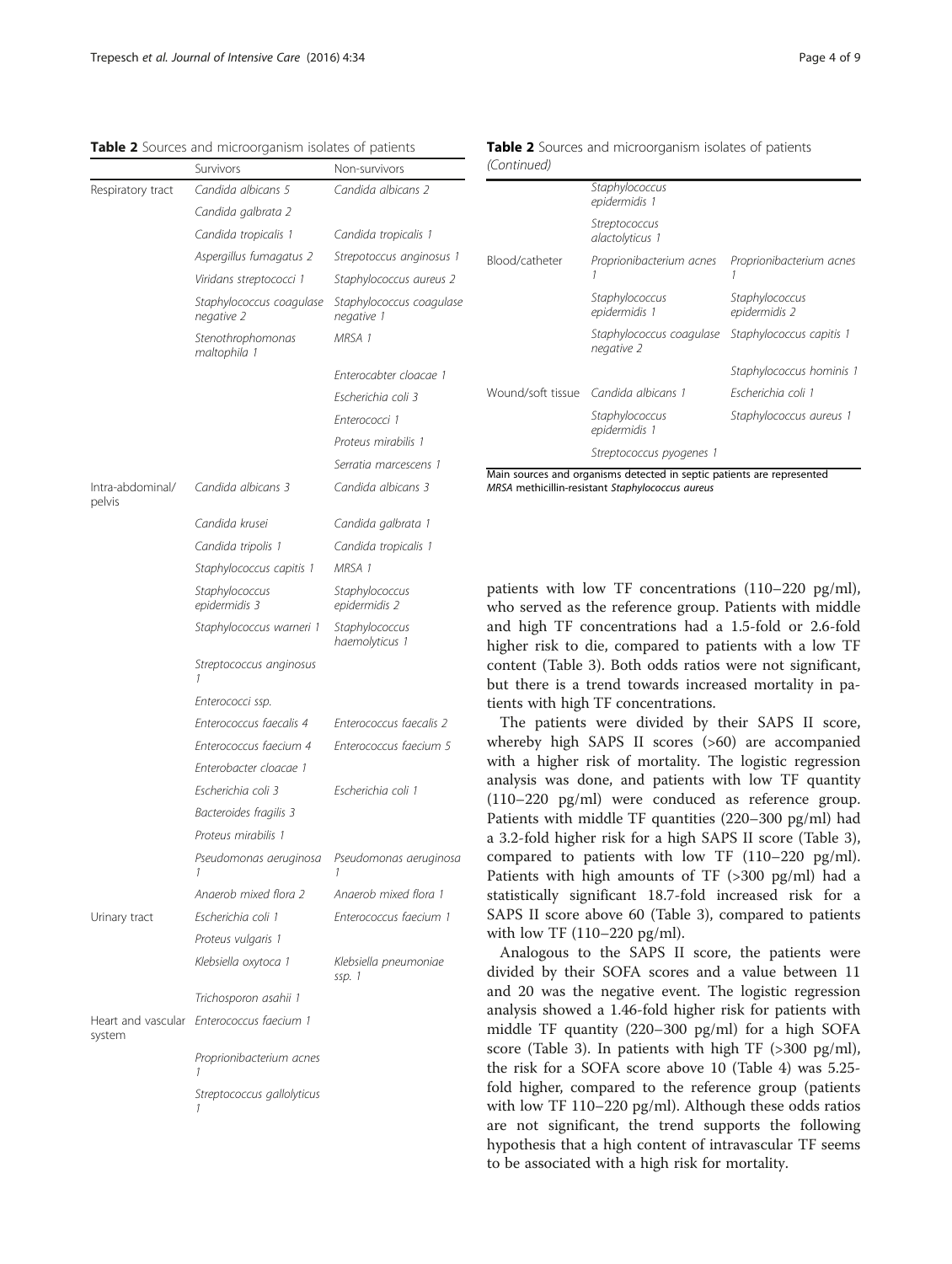**Table 2** Sources and microorganism isolates of patients

| | Survivors | Non-survivors |
|---|---|---|
| Respiratory tract | *Candida albicans 5* | *Candida albicans 2* |
| | *Candida galbrata 2* | |
| | *Candida tropicalis 1* | *Candida tropicalis 1* |
| | *Aspergillus fumagatus 2* | *Strepotoccus anginosus 1* |
| | *Viridans streptococci 1* | *Staphylococcus aureus 2* |
| | *Staphylococcus coagulase negative 2* | *Staphylococcus coagulase negative 1* |
| | *Stenothrophomonas maltophila 1* | *MRSA 1* |
| | | *Enterocabter cloacae 1* |
| | | *Escherichia coli 3* |
| | | *Enterococci 1* |
| | | *Proteus mirabilis 1* |
| | | *Serratia marcescens 1* |
| Intra-abdominal/ pelvis | *Candida albicans 3* | *Candida albicans 3* |
| | *Candida krusei* | *Candida galbrata 1* |
| | *Candida tripolis 1* | *Candida tropicalis 1* |
| | *Staphylococcus capitis 1* | *MRSA 1* |
| | *Staphylococcus epidermidis 3* | *Staphylococcus epidermidis 2* |
| | *Staphylococcus warneri 1* | *Staphylococcus haemolyticus 1* |
| | *Streptococcus anginosus 1* | |
| | *Enterococci ssp.* | |
| | *Enterococcus faecalis 4* | *Enterococcus faecalis 2* |
| | *Enterococcus faecium 4* | *Enterococcus faecium 5* |
| | *Enterobacter cloacae 1* | |
| | *Escherichia coli 3* | *Escherichia coli 1* |
| | *Bacteroides fragilis 3* | |
| | *Proteus mirabilis 1* | |
| | *Pseudomonas aeruginosa 1* | *Pseudomonas aeruginosa 1* |
| | *Anaerob mixed flora 2* | *Anaerob mixed flora 1* |
| Urinary tract | *Escherichia coli 1* | *Enterococcus faecium 1* |
| | *Proteus vulgaris 1* | |
| | *Klebsiella oxytoca 1* | *Klebsiella pneumoniae ssp. 1* |
| | *Trichosporon asahii 1* | |
| Heart and vascular system | *Enterococcus faecium 1* | |
| | *Proprionibacterium acnes 1* | |
| | *Streptococcus gallolyticus 1* | |
| | *Staphylococcus epidermidis 1* | |
| | *Streptococcus alactolyticus 1* | |
| Blood/catheter | *Proprionibacterium acnes 1* | *Proprionibacterium acnes 1* |
| | *Staphylococcus epidermidis 1* | *Staphylococcus epidermidis 2* |
| | *Staphylococcus coagulase negative 2* | *Staphylococcus capitis 1* |
| | | *Staphylococcus hominis 1* |
| Wound/soft tissue | *Candida albicans 1* | *Escherichia coli 1* |
| | *Staphylococcus epidermidis 1* | *Staphylococcus aureus 1* |
| | *Streptococcus pyogenes 1* | |

Main sources and organisms detected in septic patients are represented
*MRSA* methicillin-resistant *Staphylococcus aureus*

patients with low TF concentrations (110–220 pg/ml), who served as the reference group. Patients with middle and high TF concentrations had a 1.5-fold or 2.6-fold higher risk to die, compared to patients with a low TF content (Table 3). Both odds ratios were not significant, but there is a trend towards increased mortality in patients with high TF concentrations.

The patients were divided by their SAPS II score, whereby high SAPS II scores (>60) are accompanied with a higher risk of mortality. The logistic regression analysis was done, and patients with low TF quantity (110–220 pg/ml) were conduced as reference group. Patients with middle TF quantities (220–300 pg/ml) had a 3.2-fold higher risk for a high SAPS II score (Table 3), compared to patients with low TF (110–220 pg/ml). Patients with high amounts of TF (>300 pg/ml) had a statistically significant 18.7-fold increased risk for a SAPS II score above 60 (Table 3), compared to patients with low TF (110–220 pg/ml).

Analogous to the SAPS II score, the patients were divided by their SOFA scores and a value between 11 and 20 was the negative event. The logistic regression analysis showed a 1.46-fold higher risk for patients with middle TF quantity (220–300 pg/ml) for a high SOFA score (Table 3). In patients with high TF (>300 pg/ml), the risk for a SOFA score above 10 (Table 4) was 5.25-fold higher, compared to the reference group (patients with low TF 110–220 pg/ml). Although these odds ratios are not significant, the trend supports the following hypothesis that a high content of intravascular TF seems to be associated with a high risk for mortality.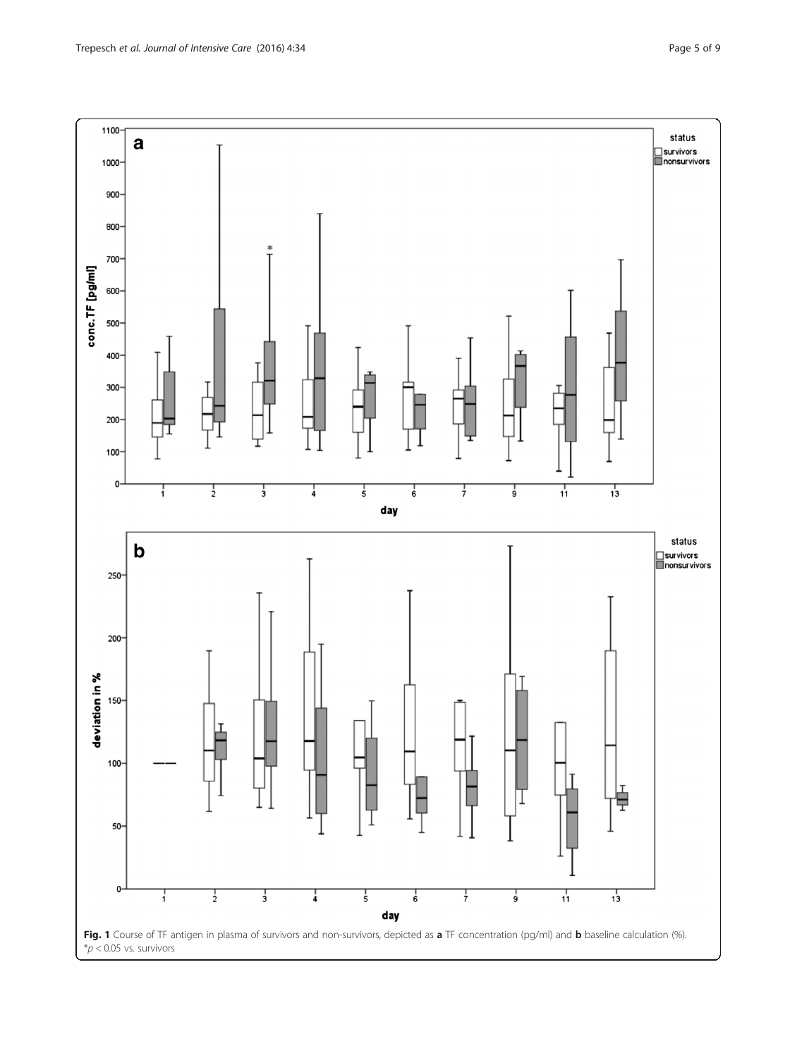**Fig. 1** Course of TF antigen in plasma of survivors and non-survivors, depicted as **a** TF concentration (pg/ml) and **b** baseline calculation (%). $^{*}p < 0.05$ vs. survivors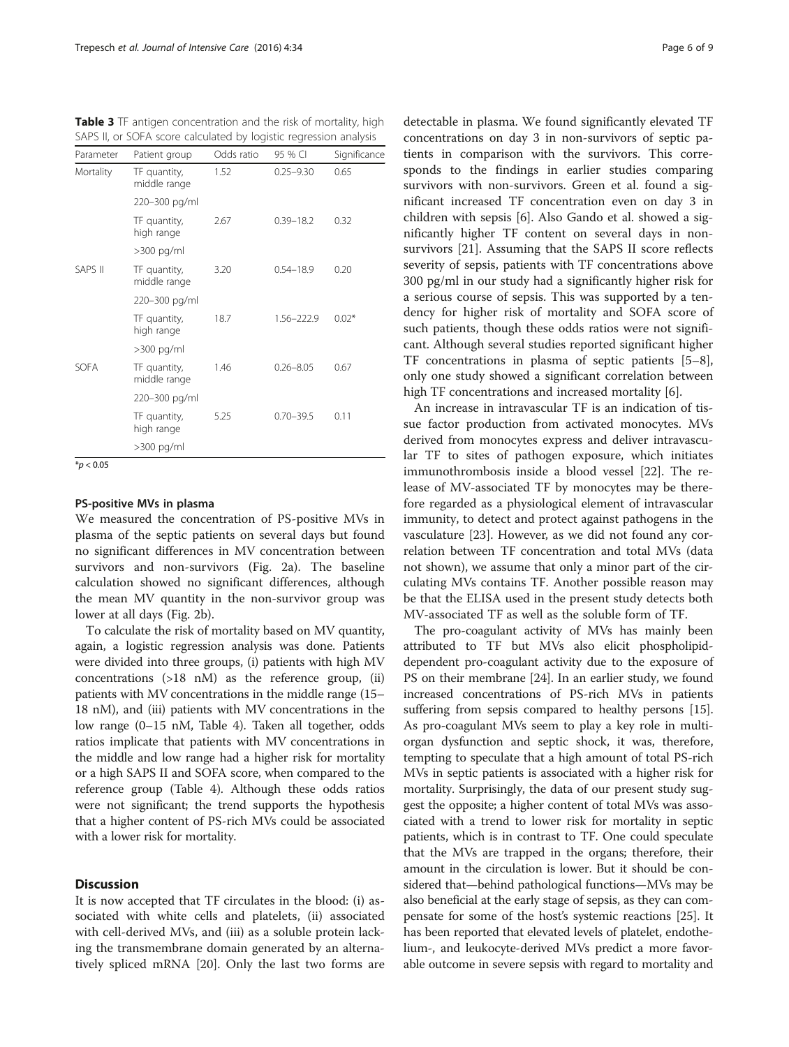**Table 3** TF antigen concentration and the risk of mortality, high SAPS II, or SOFA score calculated by logistic regression analysis

| Parameter | Patient group | Odds ratio | 95 % CI | Significance |
|---|---|---|---|---|
| Mortality | TF quantity, middle range | 1.52 | 0.25–9.30 | 0.65 |
| | 220–300 pg/ml | | | |
| | TF quantity, high range | 2.67 | 0.39–18.2 | 0.32 |
| | >300 pg/ml | | | |
| SAPS II | TF quantity, middle range | 3.20 | 0.54–18.9 | 0.20 |
| | 220–300 pg/ml | | | |
| | TF quantity, high range | 18.7 | 1.56–222.9 | 0.02* |
| | >300 pg/ml | | | |
| SOFA | TF quantity, middle range | 1.46 | 0.26–8.05 | 0.67 |
| | 220–300 pg/ml | | | |
| | TF quantity, high range | 5.25 | 0.70–39.5 | 0.11 |
| | >300 pg/ml | | | |

*$p < 0.05$

#### PS-positive MVs in plasma

We measured the concentration of PS-positive MVs in plasma of the septic patients on several days but found no significant differences in MV concentration between survivors and non-survivors (Fig. 2a). The baseline calculation showed no significant differences, although the mean MV quantity in the non-survivor group was lower at all days (Fig. 2b).

To calculate the risk of mortality based on MV quantity, again, a logistic regression analysis was done. Patients were divided into three groups, (i) patients with high MV concentrations (>18 nM) as the reference group, (ii) patients with MV concentrations in the middle range (15–18 nM), and (iii) patients with MV concentrations in the low range (0–15 nM, Table 4). Taken all together, odds ratios implicate that patients with MV concentrations in the middle and low range had a higher risk for mortality or a high SAPS II and SOFA score, when compared to the reference group (Table 4). Although these odds ratios were not significant; the trend supports the hypothesis that a higher content of PS-rich MVs could be associated with a lower risk for mortality.

## Discussion

It is now accepted that TF circulates in the blood: (i) associated with white cells and platelets, (ii) associated with cell-derived MVs, and (iii) as a soluble protein lacking the transmembrane domain generated by an alternatively spliced mRNA [20]. Only the last two forms are detectable in plasma. We found significantly elevated TF concentrations on day 3 in non-survivors of septic patients in comparison with the survivors. This corresponds to the findings in earlier studies comparing survivors with non-survivors. Green et al. found a significant increased TF concentration even on day 3 in children with sepsis [6]. Also Gando et al. showed a significantly higher TF content on several days in non-survivors [21]. Assuming that the SAPS II score reflects severity of sepsis, patients with TF concentrations above 300 pg/ml in our study had a significantly higher risk for a serious course of sepsis. This was supported by a tendency for higher risk of mortality and SOFA score of such patients, though these odds ratios were not significant. Although several studies reported significant higher TF concentrations in plasma of septic patients [5–8], only one study showed a significant correlation between high TF concentrations and increased mortality [6].

An increase in intravascular TF is an indication of tissue factor production from activated monocytes. MVs derived from monocytes express and deliver intravascular TF to sites of pathogen exposure, which initiates immunothrombosis inside a blood vessel [22]. The release of MV-associated TF by monocytes may be therefore regarded as a physiological element of intravascular immunity, to detect and protect against pathogens in the vasculature [23]. However, as we did not found any correlation between TF concentration and total MVs (data not shown), we assume that only a minor part of the circulating MVs contains TF. Another possible reason may be that the ELISA used in the present study detects both MV-associated TF as well as the soluble form of TF.

The pro-coagulant activity of MVs has mainly been attributed to TF but MVs also elicit phospholipid-dependent pro-coagulant activity due to the exposure of PS on their membrane [24]. In an earlier study, we found increased concentrations of PS-rich MVs in patients suffering from sepsis compared to healthy persons [15]. As pro-coagulant MVs seem to play a key role in multi-organ dysfunction and septic shock, it was, therefore, tempting to speculate that a high amount of total PS-rich MVs in septic patients is associated with a higher risk for mortality. Surprisingly, the data of our present study suggest the opposite; a higher content of total MVs was associated with a trend to lower risk for mortality in septic patients, which is in contrast to TF. One could speculate that the MVs are trapped in the organs; therefore, their amount in the circulation is lower. But it should be considered that—behind pathological functions—MVs may be also beneficial at the early stage of sepsis, as they can compensate for some of the host's systemic reactions [25]. It has been reported that elevated levels of platelet, endothelium-, and leukocyte-derived MVs predict a more favorable outcome in severe sepsis with regard to mortality and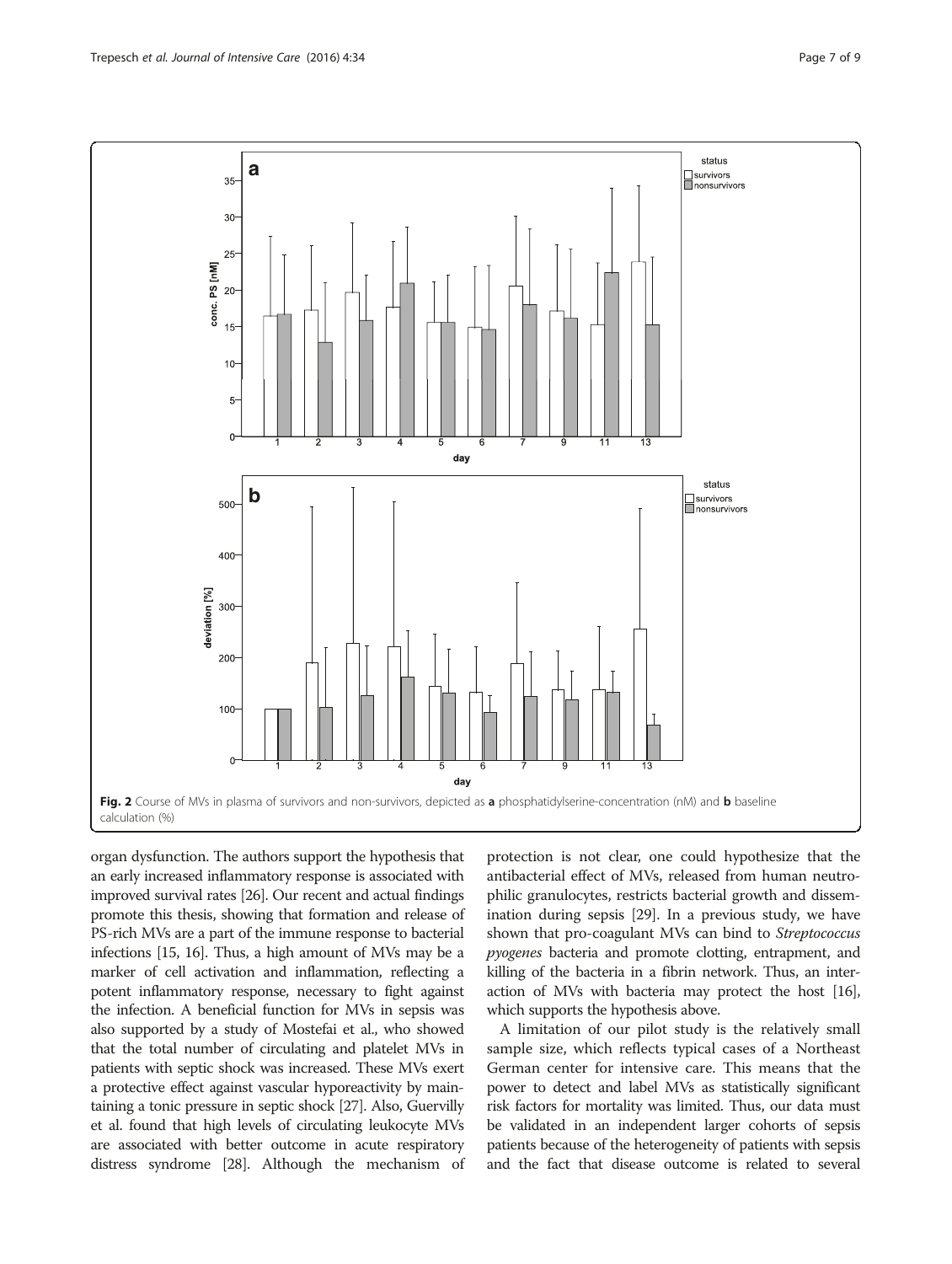Fig. 2 Course of MVs in plasma of survivors and non-survivors, depicted as **a** phosphatidylserine-concentration (nM) and **b** baseline calculation (%)

organ dysfunction. The authors support the hypothesis that an early increased inflammatory response is associated with improved survival rates [26]. Our recent and actual findings promote this thesis, showing that formation and release of PS-rich MVs are a part of the immune response to bacterial infections [15, 16]. Thus, a high amount of MVs may be a marker of cell activation and inflammation, reflecting a potent inflammatory response, necessary to fight against the infection. A beneficial function for MVs in sepsis was also supported by a study of Mostefai et al., who showed that the total number of circulating and platelet MVs in patients with septic shock was increased. These MVs exert a protective effect against vascular hyporeactivity by maintaining a tonic pressure in septic shock [27]. Also, Guervilly et al. found that high levels of circulating leukocyte MVs are associated with better outcome in acute respiratory distress syndrome [28]. Although the mechanism of protection is not clear, one could hypothesize that the antibacterial effect of MVs, released from human neutrophilic granulocytes, restricts bacterial growth and dissemination during sepsis [29]. In a previous study, we have shown that pro-coagulant MVs can bind to *Streptococcus pyogenes* bacteria and promote clotting, entrapment, and killing of the bacteria in a fibrin network. Thus, an interaction of MVs with bacteria may protect the host [16], which supports the hypothesis above.

A limitation of our pilot study is the relatively small sample size, which reflects typical cases of a Northeast German center for intensive care. This means that the power to detect and label MVs as statistically significant risk factors for mortality was limited. Thus, our data must be validated in an independent larger cohorts of sepsis patients because of the heterogeneity of patients with sepsis and the fact that disease outcome is related to several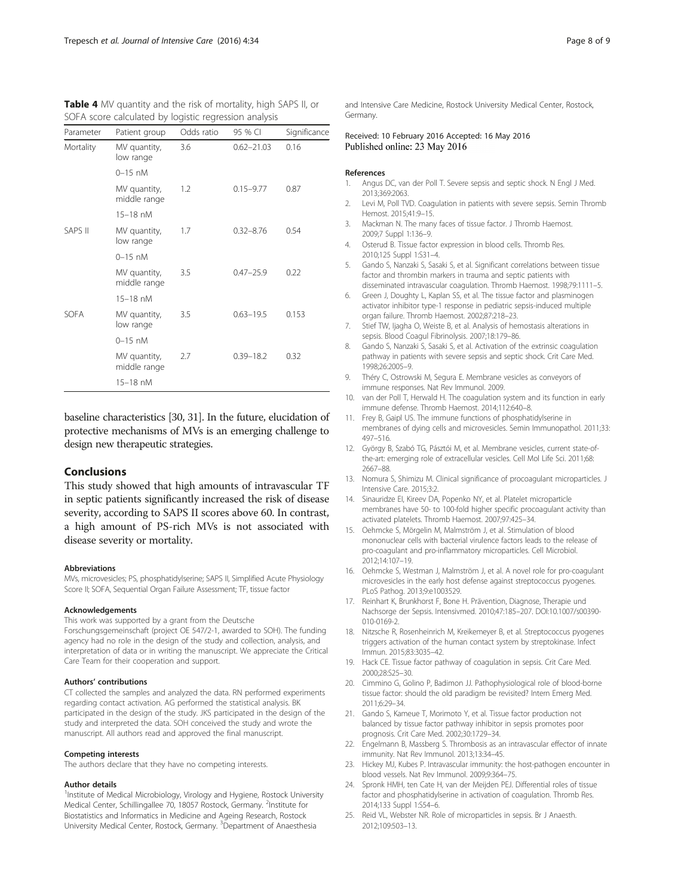**Table 4** MV quantity and the risk of mortality, high SAPS II, or SOFA score calculated by logistic regression analysis

| Parameter | Patient group | Odds ratio | 95 % CI | Significance |
|---|---|---|---|---|
| Mortality | MV quantity, low range 0–15 nM | 3.6 | 0.62–21.03 | 0.16 |
| | MV quantity, middle range 15–18 nM | 1.2 | 0.15–9.77 | 0.87 |
| SAPS II | MV quantity, low range 0–15 nM | 1.7 | 0.32–8.76 | 0.54 |
| | MV quantity, middle range 15–18 nM | 3.5 | 0.47–25.9 | 0.22 |
| SOFA | MV quantity, low range 0–15 nM | 3.5 | 0.63–19.5 | 0.153 |
| | MV quantity, middle range 15–18 nM | 2.7 | 0.39–18.2 | 0.32 |

baseline characteristics [30, 31]. In the future, elucidation of protective mechanisms of MVs is an emerging challenge to design new therapeutic strategies.

## Conclusions

This study showed that high amounts of intravascular TF in septic patients significantly increased the risk of disease severity, according to SAPS II scores above 60. In contrast, a high amount of PS-rich MVs is not associated with disease severity or mortality.

#### Abbreviations

MVs, microvesicles; PS, phosphatidylserine; SAPS II, Simplified Acute Physiology Score II; SOFA, Sequential Organ Failure Assessment; TF, tissue factor

#### Acknowledgements

This work was supported by a grant from the Deutsche Forschungsgemeinschaft (project OE 547/2-1, awarded to SOH). The funding agency had no role in the design of the study and collection, analysis, and interpretation of data or in writing the manuscript. We appreciate the Critical Care Team for their cooperation and support.

#### Authors' contributions

CT collected the samples and analyzed the data. RN performed experiments regarding contact activation. AG performed the statistical analysis. BK participated in the design of the study. JKS participated in the design of the study and interpreted the data. SOH conceived the study and wrote the manuscript. All authors read and approved the final manuscript.

#### Competing interests

The authors declare that they have no competing interests.

#### Author details

[1]Institute of Medical Microbiology, Virology and Hygiene, Rostock University Medical Center, Schillingallee 70, 18057 Rostock, Germany. [2]Institute for Biostatistics and Informatics in Medicine and Ageing Research, Rostock University Medical Center, Rostock, Germany. [3]Department of Anaesthesia and Intensive Care Medicine, Rostock University Medical Center, Rostock, Germany.

Received: 10 February 2016 Accepted: 16 May 2016
Published online: 23 May 2016

#### References

1. Angus DC, van der Poll T. Severe sepsis and septic shock. N Engl J Med. 2013;369:2063.
2. Levi M, Poll TVD. Coagulation in patients with severe sepsis. Semin Thromb Hemost. 2015;41:9–15.
3. Mackman N. The many faces of tissue factor. J Thromb Haemost. 2009;7 Suppl 1:136–9.
4. Osterud B. Tissue factor expression in blood cells. Thromb Res. 2010;125 Suppl 1:S31–4.
5. Gando S, Nanzaki S, Sasaki S, et al. Significant correlations between tissue factor and thrombin markers in trauma and septic patients with disseminated intravascular coagulation. Thromb Haemost. 1998;79:1111–5.
6. Green J, Doughty L, Kaplan SS, et al. The tissue factor and plasminogen activator inhibitor type-1 response in pediatric sepsis-induced multiple organ failure. Thromb Haemost. 2002;87:218–23.
7. Stief TW, Ijagha O, Weiste B, et al. Analysis of hemostasis alterations in sepsis. Blood Coagul Fibrinolysis. 2007;18:179–86.
8. Gando S, Nanzaki S, Sasaki S, et al. Activation of the extrinsic coagulation pathway in patients with severe sepsis and septic shock. Crit Care Med. 1998;26:2005–9.
9. Théry C, Ostrowski M, Segura E. Membrane vesicles as conveyors of immune responses. Nat Rev Immunol. 2009.
10. van der Poll T, Herwald H. The coagulation system and its function in early immune defense. Thromb Haemost. 2014;112:640–8.
11. Frey B, Gaipl US. The immune functions of phosphatidylserine in membranes of dying cells and microvesicles. Semin Immunopathol. 2011;33:497–516.
12. György B, Szabó TG, Pásztói M, et al. Membrane vesicles, current state-of-the-art: emerging role of extracellular vesicles. Cell Mol Life Sci. 2011;68:2667–88.
13. Nomura S, Shimizu M. Clinical significance of procoagulant microparticles. J Intensive Care. 2015;3:2.
14. Sinauridze EI, Kireev DA, Popenko NY, et al. Platelet microparticle membranes have 50- to 100-fold higher specific procoagulant activity than activated platelets. Thromb Haemost. 2007;97:425–34.
15. Oehmcke S, Mörgelin M, Malmström J, et al. Stimulation of blood mononuclear cells with bacterial virulence factors leads to the release of pro-coagulant and pro-inflammatory microparticles. Cell Microbiol. 2012;14:107–19.
16. Oehmcke S, Westman J, Malmström J, et al. A novel role for pro-coagulant microvesicles in the early host defense against streptococcus pyogenes. PLoS Pathog. 2013;9:e1003529.
17. Reinhart K, Brunkhorst F, Bone H. Prävention, Diagnose, Therapie und Nachsorge der Sepsis. Intensivmed. 2010;47:185–207. DOI:10.1007/s00390-010-0169-2.
18. Nitzsche R, Rosenheinrich M, Kreikemeyer B, et al. Streptococcus pyogenes triggers activation of the human contact system by streptokinase. Infect Immun. 2015;83:3035–42.
19. Hack CE. Tissue factor pathway of coagulation in sepsis. Crit Care Med. 2000;28:S25–30.
20. Cimmino G, Golino P, Badimon JJ. Pathophysiological role of blood-borne tissue factor: should the old paradigm be revisited? Intern Emerg Med. 2011;6:29–34.
21. Gando S, Kameue T, Morimoto Y, et al. Tissue factor production not balanced by tissue factor pathway inhibitor in sepsis promotes poor prognosis. Crit Care Med. 2002;30:1729–34.
22. Engelmann B, Massberg S. Thrombosis as an intravascular effector of innate immunity. Nat Rev Immunol. 2013;13:34–45.
23. Hickey MJ, Kubes P. Intravascular immunity: the host-pathogen encounter in blood vessels. Nat Rev Immunol. 2009;9:364–75.
24. Spronk HMH, ten Cate H, van der Meijden PEJ. Differential roles of tissue factor and phosphatidylserine in activation of coagulation. Thromb Res. 2014;133 Suppl 1:S54–6.
25. Reid VL, Webster NR. Role of microparticles in sepsis. Br J Anaesth. 2012;109:503–13.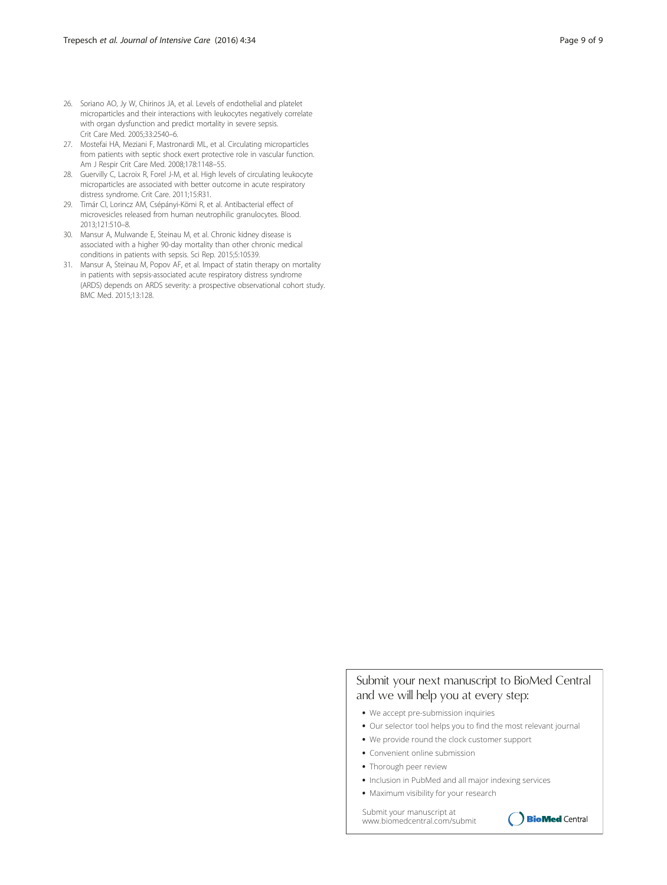26. Soriano AO, Jy W, Chirinos JA, et al. Levels of endothelial and platelet microparticles and their interactions with leukocytes negatively correlate with organ dysfunction and predict mortality in severe sepsis. Crit Care Med. 2005;33:2540–6.
27. Mostefai HA, Meziani F, Mastronardi ML, et al. Circulating microparticles from patients with septic shock exert protective role in vascular function. Am J Respir Crit Care Med. 2008;178:1148–55.
28. Guervilly C, Lacroix R, Forel J-M, et al. High levels of circulating leukocyte microparticles are associated with better outcome in acute respiratory distress syndrome. Crit Care. 2011;15:R31.
29. Timár CI, Lorincz AM, Csépányi-Kömi R, et al. Antibacterial effect of microvesicles released from human neutrophilic granulocytes. Blood. 2013;121:510–8.
30. Mansur A, Mulwande E, Steinau M, et al. Chronic kidney disease is associated with a higher 90-day mortality than other chronic medical conditions in patients with sepsis. Sci Rep. 2015;5:10539.
31. Mansur A, Steinau M, Popov AF, et al. Impact of statin therapy on mortality in patients with sepsis-associated acute respiratory distress syndrome (ARDS) depends on ARDS severity: a prospective observational cohort study. BMC Med. 2015;13:128.

Submit your next manuscript to BioMed Central and we will help you at every step:

- We accept pre-submission inquiries
- Our selector tool helps you to find the most relevant journal
- We provide round the clock customer support
- Convenient online submission
- Thorough peer review
- Inclusion in PubMed and all major indexing services
- Maximum visibility for your research

Submit your manuscript at www.biomedcentral.com/submit

BioMed Central